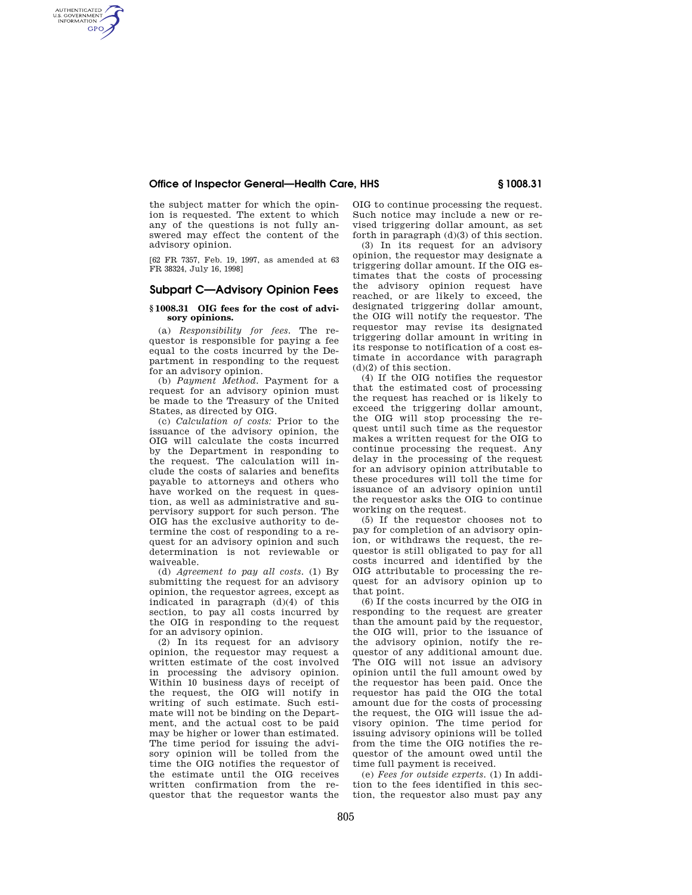the subject matter for which the opinion is requested. The extent to which any of the questions is not fully answered may effect the content of the advisory opinion.

[62 FR 7357, Feb. 19, 1997, as amended at 63 FR 38324, July 16, 1998]

## Subpart C—Advisory Opinion Fees

### § 1008.31 OIG fees for the cost of advisory opinions.

(a) *Responsibility for fees.* The requestor is responsible for paying a fee equal to the costs incurred by the Department in responding to the request for an advisory opinion.

(b) *Payment Method.* Payment for a request for an advisory opinion must be made to the Treasury of the United States, as directed by OIG.

(c) *Calculation of costs:* Prior to the issuance of the advisory opinion, the OIG will calculate the costs incurred by the Department in responding to the request. The calculation will include the costs of salaries and benefits payable to attorneys and others who have worked on the request in question, as well as administrative and supervisory support for such person. The OIG has the exclusive authority to determine the cost of responding to a request for an advisory opinion and such determination is not reviewable or waiveable.

(d) *Agreement to pay all costs.* (1) By submitting the request for an advisory opinion, the requestor agrees, except as indicated in paragraph (d)(4) of this section, to pay all costs incurred by the OIG in responding to the request for an advisory opinion.

(2) In its request for an advisory opinion, the requestor may request a written estimate of the cost involved in processing the advisory opinion. Within 10 business days of receipt of the request, the OIG will notify in writing of such estimate. Such estimate will not be binding on the Department, and the actual cost to be paid may be higher or lower than estimated. The time period for issuing the advisory opinion will be tolled from the time the OIG notifies the requestor of the estimate until the OIG receives written confirmation from the requestor that the requestor wants the OIG to continue processing the request. Such notice may include a new or revised triggering dollar amount, as set forth in paragraph (d)(3) of this section.

(3) In its request for an advisory opinion, the requestor may designate a triggering dollar amount. If the OIG estimates that the costs of processing the advisory opinion request have reached, or are likely to exceed, the designated triggering dollar amount, the OIG will notify the requestor. The requestor may revise its designated triggering dollar amount in writing in its response to notification of a cost estimate in accordance with paragraph (d)(2) of this section.

(4) If the OIG notifies the requestor that the estimated cost of processing the request has reached or is likely to exceed the triggering dollar amount, the OIG will stop processing the request until such time as the requestor makes a written request for the OIG to continue processing the request. Any delay in the processing of the request for an advisory opinion attributable to these procedures will toll the time for issuance of an advisory opinion until the requestor asks the OIG to continue working on the request.

(5) If the requestor chooses not to pay for completion of an advisory opinion, or withdraws the request, the requestor is still obligated to pay for all costs incurred and identified by the OIG attributable to processing the request for an advisory opinion up to that point.

(6) If the costs incurred by the OIG in responding to the request are greater than the amount paid by the requestor, the OIG will, prior to the issuance of the advisory opinion, notify the requestor of any additional amount due. The OIG will not issue an advisory opinion until the full amount owed by the requestor has been paid. Once the requestor has paid the OIG the total amount due for the costs of processing the request, the OIG will issue the advisory opinion. The time period for issuing advisory opinions will be tolled from the time the OIG notifies the requestor of the amount owed until the time full payment is received.

(e) *Fees for outside experts.* (1) In addition to the fees identified in this section, the requestor also must pay any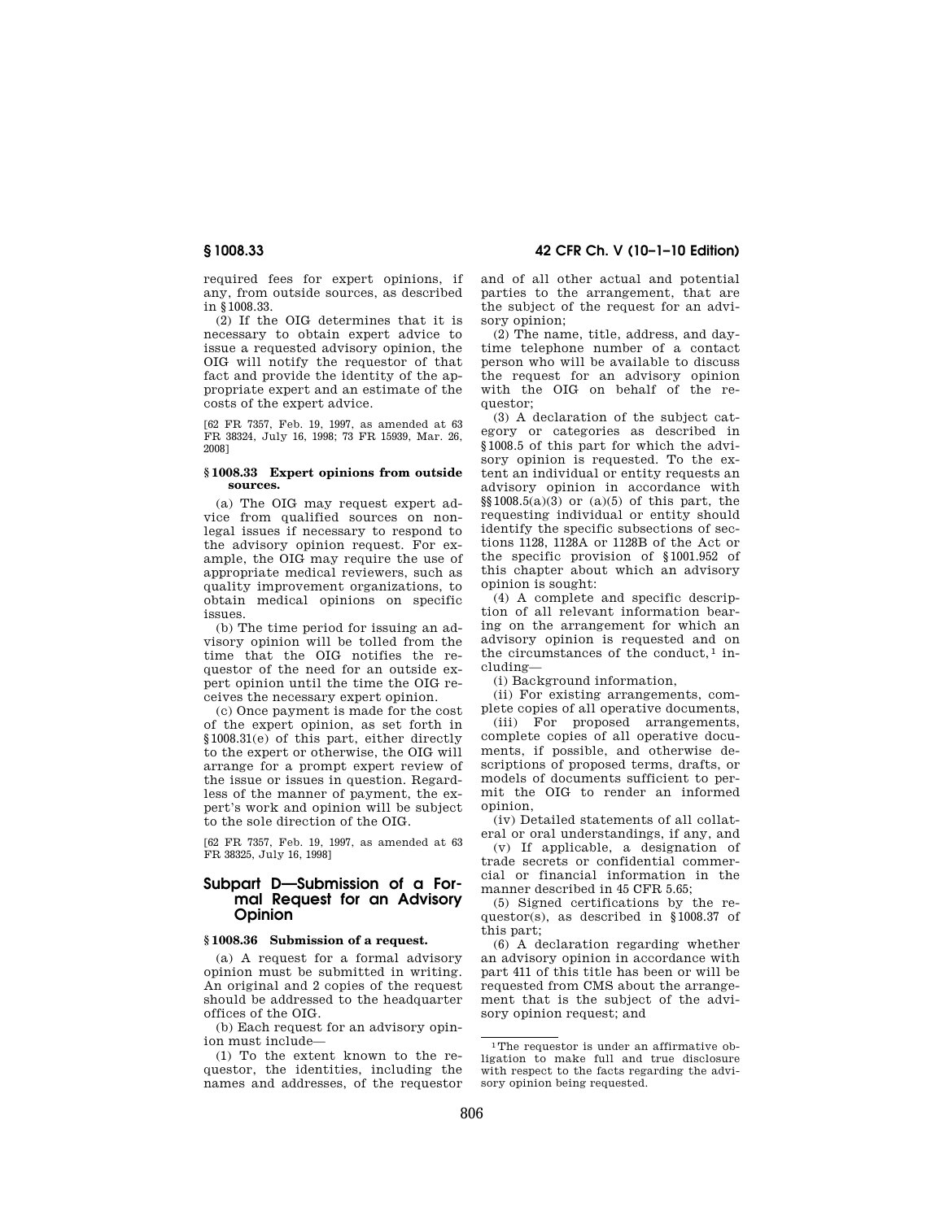required fees for expert opinions, if any, from outside sources, as described in §1008.33.

(2) If the OIG determines that it is necessary to obtain expert advice to issue a requested advisory opinion, the OIG will notify the requestor of that fact and provide the identity of the appropriate expert and an estimate of the costs of the expert advice.

[62 FR 7357, Feb. 19, 1997, as amended at 63 FR 38324, July 16, 1998; 73 FR 15939, Mar. 26, 2008]

### §1008.33 Expert opinions from outside sources.

(a) The OIG may request expert advice from qualified sources on non-legal issues if necessary to respond to the advisory opinion request. For example, the OIG may require the use of appropriate medical reviewers, such as quality improvement organizations, to obtain medical opinions on specific issues.

(b) The time period for issuing an advisory opinion will be tolled from the time that the OIG notifies the requestor of the need for an outside expert opinion until the time the OIG receives the necessary expert opinion.

(c) Once payment is made for the cost of the expert opinion, as set forth in §1008.31(e) of this part, either directly to the expert or otherwise, the OIG will arrange for a prompt expert review of the issue or issues in question. Regardless of the manner of payment, the expert's work and opinion will be subject to the sole direction of the OIG.

[62 FR 7357, Feb. 19, 1997, as amended at 63 FR 38325, July 16, 1998]

## Subpart D—Submission of a Formal Request for an Advisory Opinion

### §1008.36 Submission of a request.

(a) A request for a formal advisory opinion must be submitted in writing. An original and 2 copies of the request should be addressed to the headquarter offices of the OIG.

(b) Each request for an advisory opinion must include—

(1) To the extent known to the requestor, the identities, including the names and addresses, of the requestor and of all other actual and potential parties to the arrangement, that are the subject of the request for an advisory opinion;

(2) The name, title, address, and daytime telephone number of a contact person who will be available to discuss the request for an advisory opinion with the OIG on behalf of the requestor;

(3) A declaration of the subject category or categories as described in §1008.5 of this part for which the advisory opinion is requested. To the extent an individual or entity requests an advisory opinion in accordance with §§1008.5(a)(3) or (a)(5) of this part, the requesting individual or entity should identify the specific subsections of sections 1128, 1128A or 1128B of the Act or the specific provision of §1001.952 of this chapter about which an advisory opinion is sought:

(4) A complete and specific description of all relevant information bearing on the arrangement for which an advisory opinion is requested and on the circumstances of the conduct,[1] including—

(i) Background information,

(ii) For existing arrangements, complete copies of all operative documents,

(iii) For proposed arrangements, complete copies of all operative documents, if possible, and otherwise descriptions of proposed terms, drafts, or models of documents sufficient to permit the OIG to render an informed opinion,

(iv) Detailed statements of all collateral or oral understandings, if any, and

(v) If applicable, a designation of trade secrets or confidential commercial or financial information in the manner described in 45 CFR 5.65;

(5) Signed certifications by the requestor(s), as described in §1008.37 of this part;

(6) A declaration regarding whether an advisory opinion in accordance with part 411 of this title has been or will be requested from CMS about the arrangement that is the subject of the advisory opinion request; and

[1] The requestor is under an affirmative obligation to make full and true disclosure with respect to the facts regarding the advisory opinion being requested.